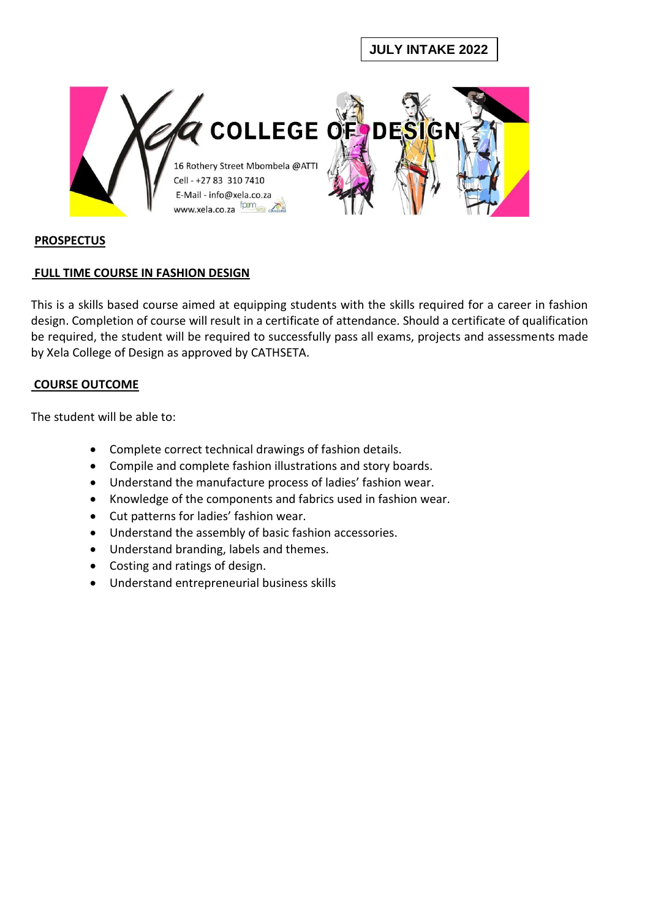**JULY INTAKE 2022**

# Xela COLLEGE OF DESIGN

16 Rothery Street Mbombela @ATTI
Cell - +27 83 310 7410
E-Mail - info@xela.co.za
www.xela.co.za

## PROSPECTUS

## FULL TIME COURSE IN FASHION DESIGN

This is a skills based course aimed at equipping students with the skills required for a career in fashion design. Completion of course will result in a certificate of attendance. Should a certificate of qualification be required, the student will be required to successfully pass all exams, projects and assessments made by Xela College of Design as approved by CATHSETA.

## COURSE OUTCOME

The student will be able to:

- Complete correct technical drawings of fashion details.
- Compile and complete fashion illustrations and story boards.
- Understand the manufacture process of ladies' fashion wear.
- Knowledge of the components and fabrics used in fashion wear.
- Cut patterns for ladies' fashion wear.
- Understand the assembly of basic fashion accessories.
- Understand branding, labels and themes.
- Costing and ratings of design.
- Understand entrepreneurial business skills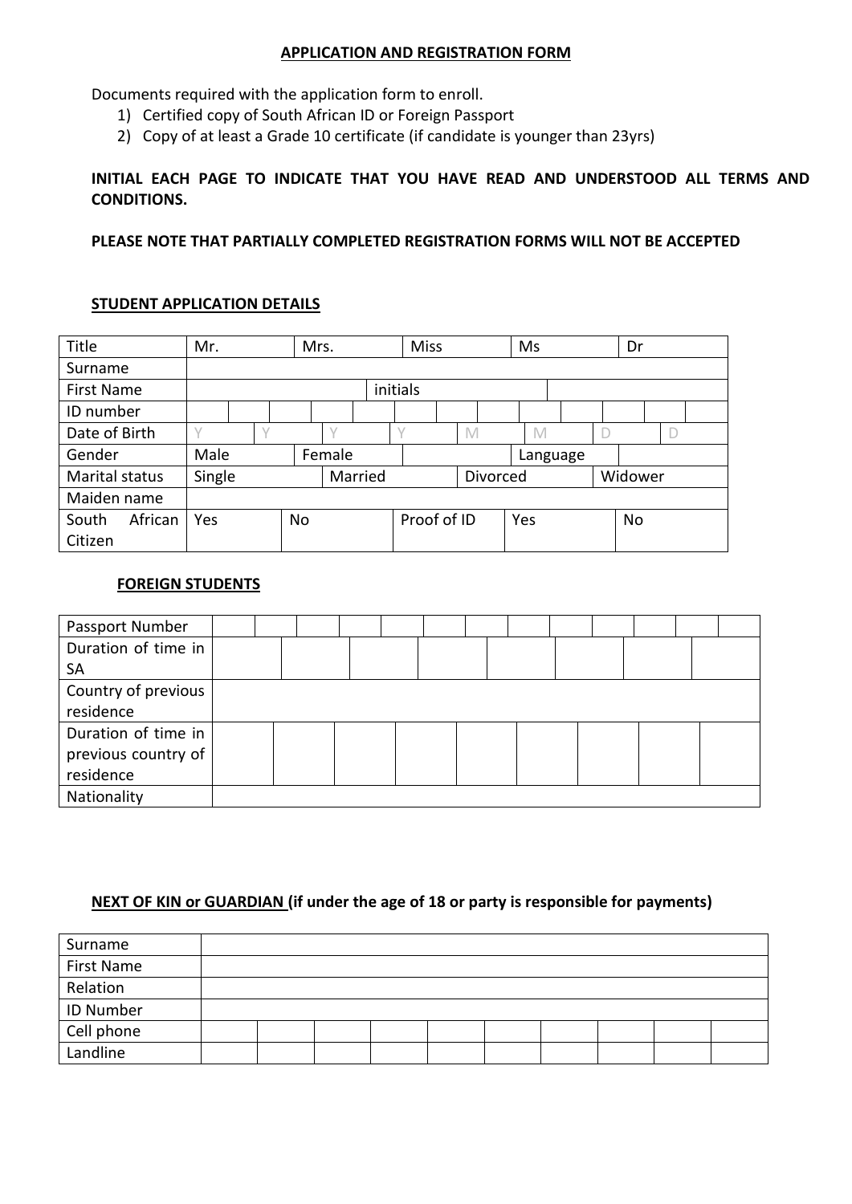## APPLICATION AND REGISTRATION FORM

Documents required with the application form to enroll.

1) Certified copy of South African ID or Foreign Passport
2) Copy of at least a Grade 10 certificate (if candidate is younger than 23yrs)

**INITIAL EACH PAGE TO INDICATE THAT YOU HAVE READ AND UNDERSTOOD ALL TERMS AND CONDITIONS.**

**PLEASE NOTE THAT PARTIALLY COMPLETED REGISTRATION FORMS WILL NOT BE ACCEPTED**

### STUDENT APPLICATION DETAILS

| Title | Mr. | Mrs. | Miss | Ms | Dr |
|---|---|---|---|---|---|
| Surname | | | | | |
| First Name | | | initials | | |
| ID number | | | | | |
| Date of Birth | Y Y | Y Y | M M | D D | |
| Gender | Male | Female | | Language | |
| Marital status | Single | Married | Divorced | Widower | |
| Maiden name | | | | | |
| South African Citizen | Yes | No | Proof of ID | Yes | No |

### FOREIGN STUDENTS

| Passport Number | |
|---|---|
| Duration of time in SA | |
| Country of previous residence | |
| Duration of time in previous country of residence | |
| Nationality | |

### NEXT OF KIN or GUARDIAN (if under the age of 18 or party is responsible for payments)

| Surname | |
|---|---|
| First Name | |
| Relation | |
| ID Number | |
| Cell phone | |
| Landline | |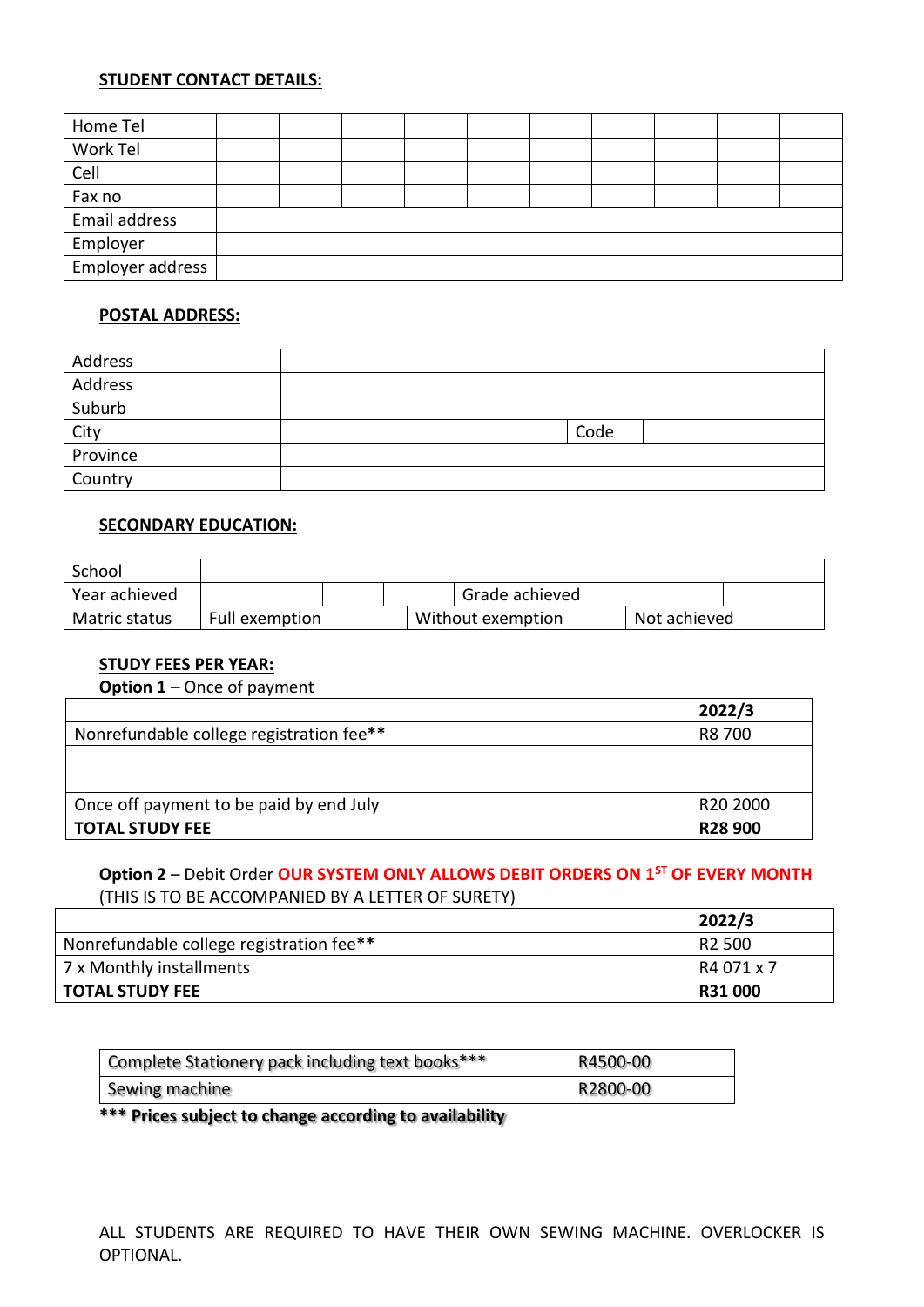**STUDENT CONTACT DETAILS:**

| Home Tel | | | | | | | | | | |
|---|---|---|---|---|---|---|---|---|---|---|
| Work Tel | | | | | | | | | | |
| Cell | | | | | | | | | | |
| Fax no | | | | | | | | | | |
| Email address | | | | | | | | | | |
| Employer | | | | | | | | | | |
| Employer address | | | | | | | | | | |

**POSTAL ADDRESS:**

| Address | | | |
|---|---|---|---|
| Address | | | |
| Suburb | | | |
| City | | Code | |
| Province | | | |
| Country | | | |

**SECONDARY EDUCATION:**

| School | | | | | | |
|---|---|---|---|---|---|---|
| Year achieved | | | | | Grade achieved | |
| Matric status | Full exemption | | Without exemption | | Not achieved | |

**STUDY FEES PER YEAR:**

**Option 1** – Once of payment

| | | **2022/3** |
|---|---|---|
| Nonrefundable college registration fee** | | R8 700 |
| | | |
| | | |
| Once off payment to be paid by end July | | R20 2000 |
| **TOTAL STUDY FEE** | | **R28 900** |

**Option 2** – Debit Order **OUR SYSTEM ONLY ALLOWS DEBIT ORDERS ON 1ST OF EVERY MONTH**
(THIS IS TO BE ACCOMPANIED BY A LETTER OF SURETY)

| | | **2022/3** |
|---|---|---|
| Nonrefundable college registration fee** | | R2 500 |
| 7 x Monthly installments | | R4 071 x 7 |
| **TOTAL STUDY FEE** | | **R31 000** |

| Complete Stationery pack including text books*** | R4500-00 |
|---|---|
| Sewing machine | R2800-00 |

***** Prices subject to change according to availability**

ALL STUDENTS ARE REQUIRED TO HAVE THEIR OWN SEWING MACHINE. OVERLOCKER IS OPTIONAL.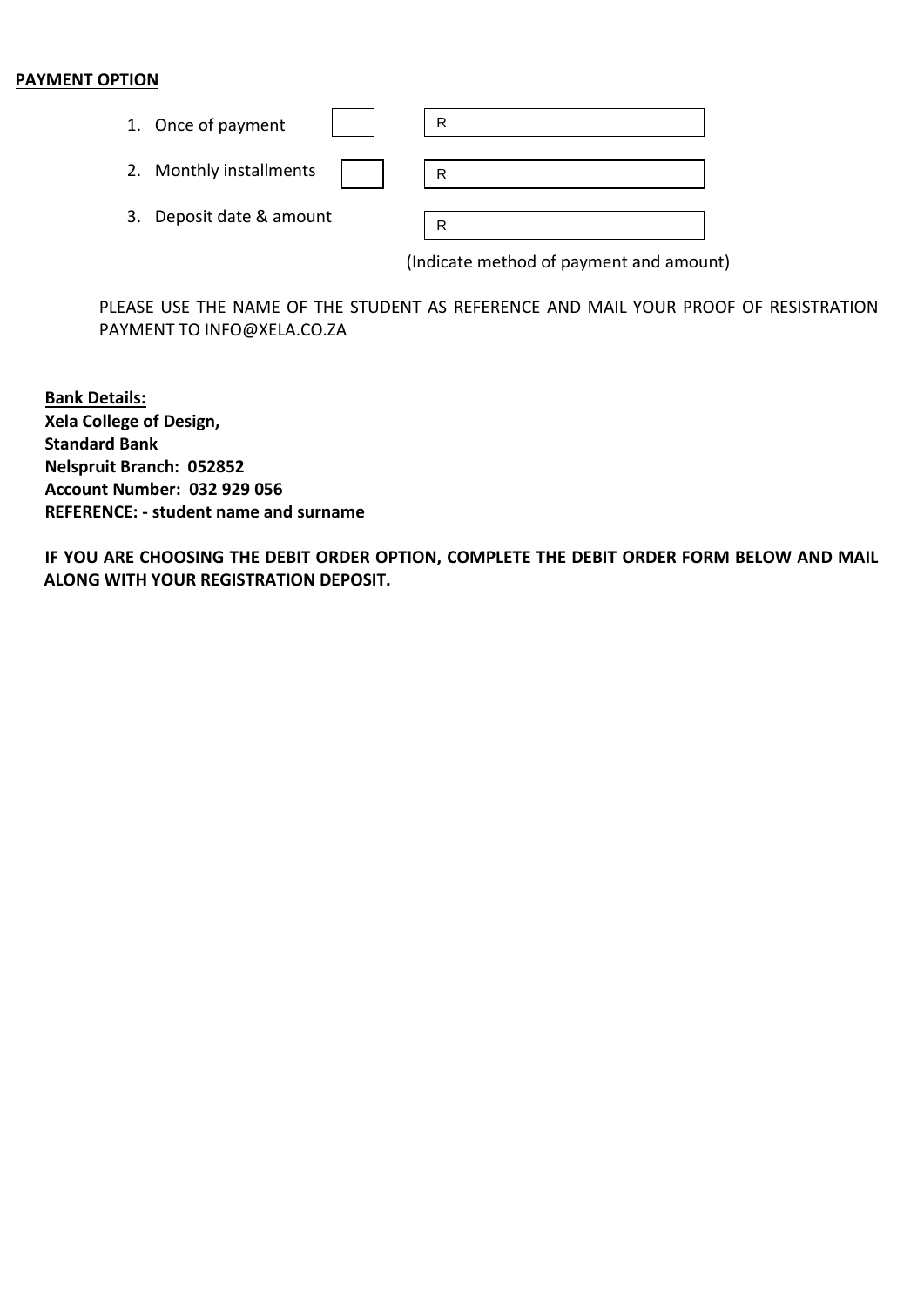**PAYMENT OPTION**

1. Once of payment [ ] R
2. Monthly installments [ ] R
3. Deposit date & amount R

(Indicate method of payment and amount)

PLEASE USE THE NAME OF THE STUDENT AS REFERENCE AND MAIL YOUR PROOF OF RESISTRATION PAYMENT TO INFO@XELA.CO.ZA

**Bank Details:**
**Xela College of Design,**
**Standard Bank**
**Nelspruit Branch: 052852**
**Account Number: 032 929 056**
**REFERENCE: - student name and surname**

**IF YOU ARE CHOOSING THE DEBIT ORDER OPTION, COMPLETE THE DEBIT ORDER FORM BELOW AND MAIL ALONG WITH YOUR REGISTRATION DEPOSIT.**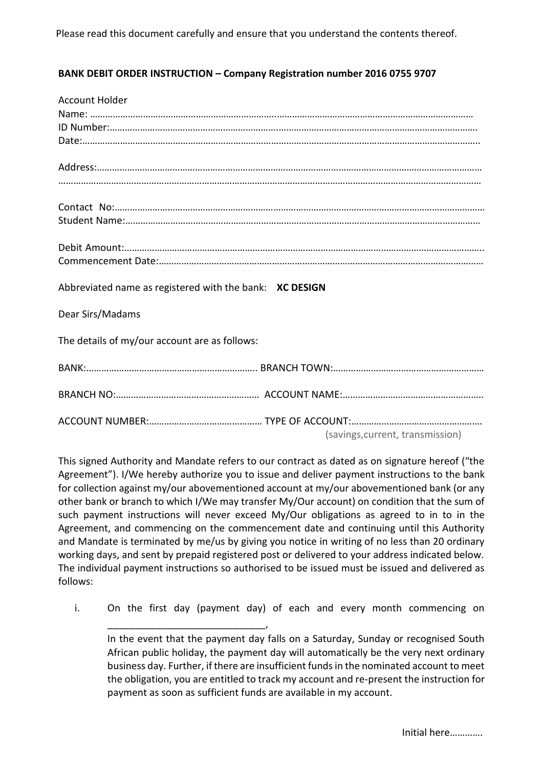Please read this document carefully and ensure that you understand the contents thereof.

**BANK DEBIT ORDER INSTRUCTION – Company Registration number 2016 0755 9707**

Account Holder
Name: ……………………………………………………………………………………………………………………………
ID Number:……………………………………………………………………………………………………………………….
Date:………………………………………………………………………………………………………………………………..

Address:……………………………………………………………………………………………………………………………
……………………………………………………………………………………………………………………………………………

Contact No:………………………………………………………………………………………………………………………
Student Name:…………………………………………………………………………………………………………………

Debit Amount:…………………………………………………………………………………………………………………..
Commencement Date:……………………………………………………………………………………………………

Abbreviated name as registered with the bank: **XC DESIGN**

Dear Sirs/Madams

The details of my/our account are as follows:

BANK:………………………………………………………….. BRANCH TOWN:…………………………………………………

BRANCH NO:……………………………………………… ACCOUNT NAME:……………………………………………..

ACCOUNT NUMBER:……………………………………… TYPE OF ACCOUNT:…………………………………………….
(savings,current, transmission)

This signed Authority and Mandate refers to our contract as dated as on signature hereof ("the Agreement"). I/We hereby authorize you to issue and deliver payment instructions to the bank for collection against my/our abovementioned account at my/our abovementioned bank (or any other bank or branch to which I/We may transfer My/Our account) on condition that the sum of such payment instructions will never exceed My/Our obligations as agreed to in to in the Agreement, and commencing on the commencement date and continuing until this Authority and Mandate is terminated by me/us by giving you notice in writing of no less than 20 ordinary working days, and sent by prepaid registered post or delivered to your address indicated below. The individual payment instructions so authorised to be issued must be issued and delivered as follows:

i. On the first day (payment day) of each and every month commencing on ______________________________,
In the event that the payment day falls on a Saturday, Sunday or recognised South African public holiday, the payment day will automatically be the very next ordinary business day. Further, if there are insufficient funds in the nominated account to meet the obligation, you are entitled to track my account and re-present the instruction for payment as soon as sufficient funds are available in my account.

Initial here…………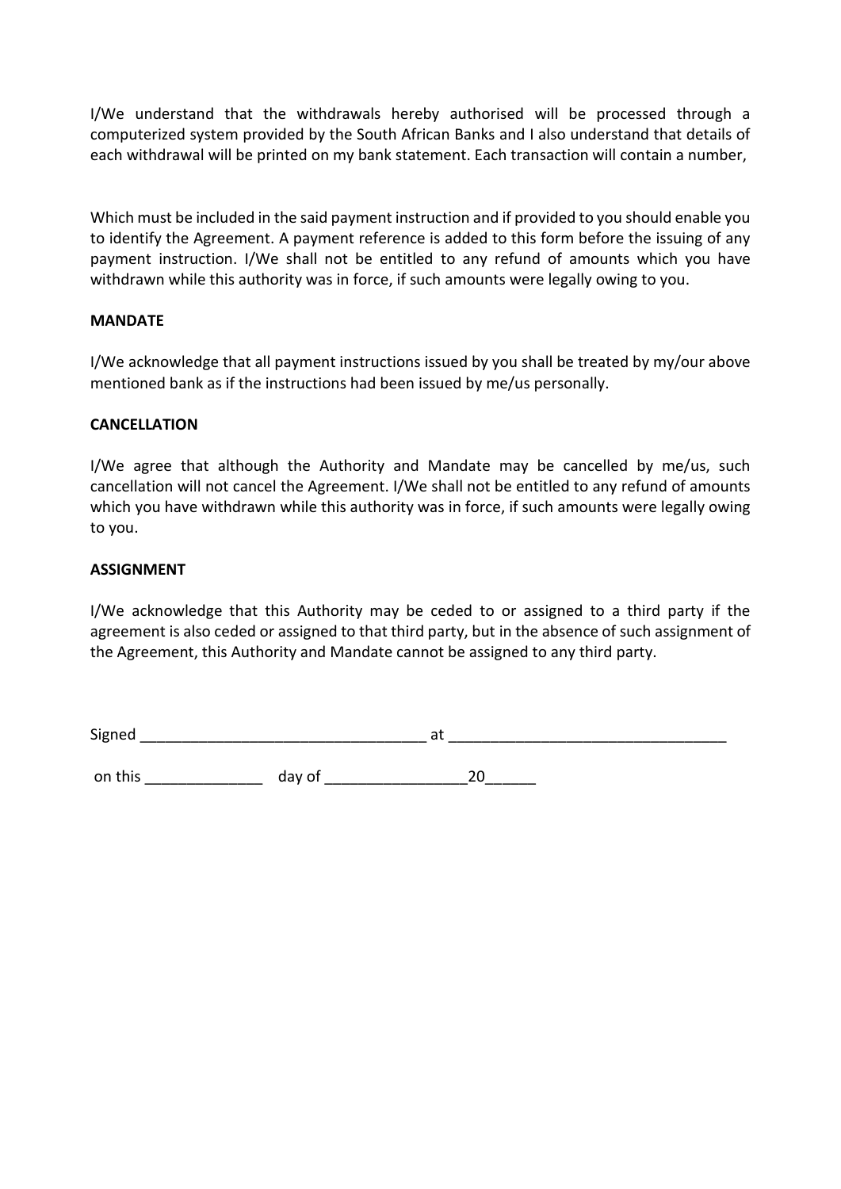I/We understand that the withdrawals hereby authorised will be processed through a computerized system provided by the South African Banks and I also understand that details of each withdrawal will be printed on my bank statement. Each transaction will contain a number,

Which must be included in the said payment instruction and if provided to you should enable you to identify the Agreement. A payment reference is added to this form before the issuing of any payment instruction. I/We shall not be entitled to any refund of amounts which you have withdrawn while this authority was in force, if such amounts were legally owing to you.

**MANDATE**

I/We acknowledge that all payment instructions issued by you shall be treated by my/our above mentioned bank as if the instructions had been issued by me/us personally.

**CANCELLATION**

I/We agree that although the Authority and Mandate may be cancelled by me/us, such cancellation will not cancel the Agreement. I/We shall not be entitled to any refund of amounts which you have withdrawn while this authority was in force, if such amounts were legally owing to you.

**ASSIGNMENT**

I/We acknowledge that this Authority may be ceded to or assigned to a third party if the agreement is also ceded or assigned to that third party, but in the absence of such assignment of the Agreement, this Authority and Mandate cannot be assigned to any third party.

Signed __________________________________ at _________________________________

on this ______________ day of _________________20______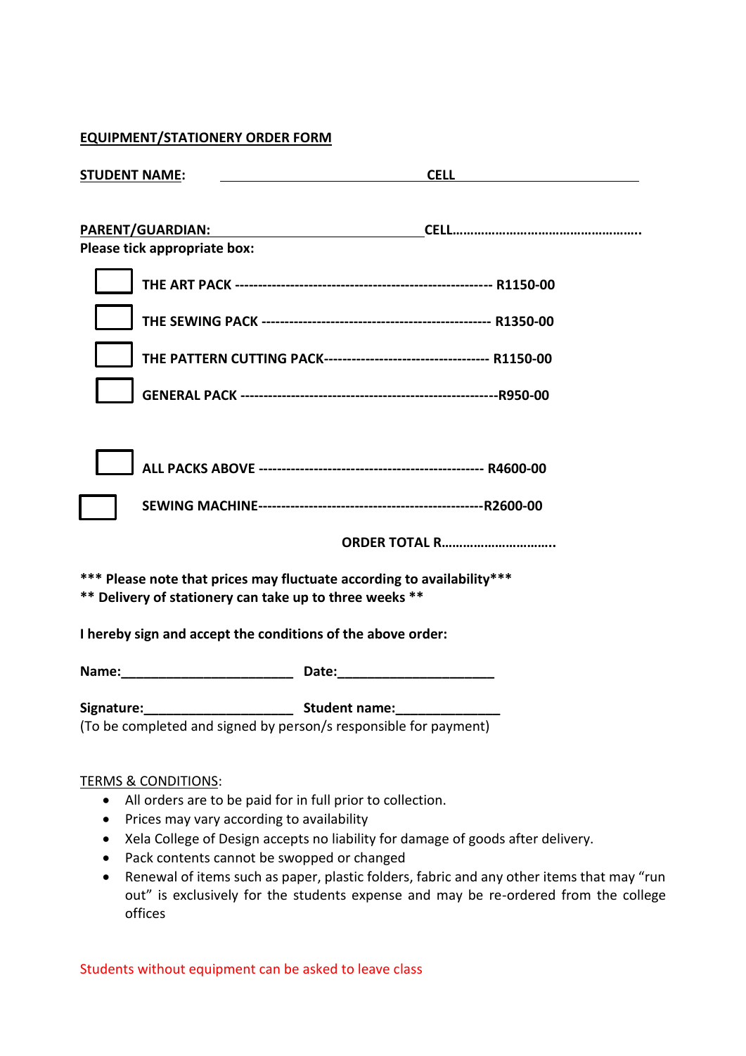## EQUIPMENT/STATIONERY ORDER FORM

**STUDENT NAME:** ______________________________ **CELL** ______________________________

**PARENT/GUARDIAN:** ______________________________ **CELL…………………………………………….**

**Please tick appropriate box:**

☐ **THE ART PACK ------------------------------------------------------- R1150-00**

☐ **THE SEWING PACK ------------------------------------------------- R1350-00**

☐ **THE PATTERN CUTTING PACK----------------------------------- R1150-00**

☐ **GENERAL PACK ------------------------------------------------------R950-00**

☐ **ALL PACKS ABOVE ------------------------------------------------ R4600-00**

☐ **SEWING MACHINE-----------------------------------------------R2600-00**

**ORDER TOTAL R………………………..**

**\*\*\* Please note that prices may fluctuate according to availability\*\*\***
**\*\* Delivery of stationery can take up to three weeks \*\***

**I hereby sign and accept the conditions of the above order:**

**Name:**_______________________ **Date:**____________________

**Signature:**____________________ **Student name:**_____________
(To be completed and signed by person/s responsible for payment)

TERMS & CONDITIONS:

- All orders are to be paid for in full prior to collection.
- Prices may vary according to availability
- Xela College of Design accepts no liability for damage of goods after delivery.
- Pack contents cannot be swopped or changed
- Renewal of items such as paper, plastic folders, fabric and any other items that may "run out" is exclusively for the students expense and may be re-ordered from the college offices

Students without equipment can be asked to leave class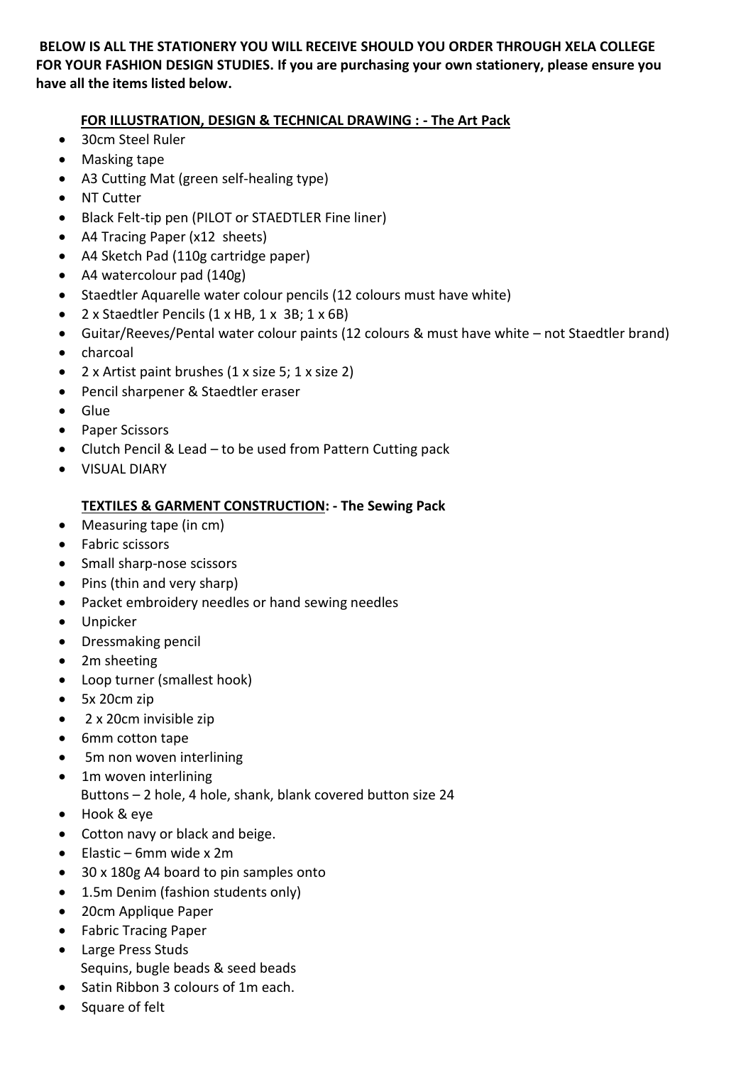**BELOW IS ALL THE STATIONERY YOU WILL RECEIVE SHOULD YOU ORDER THROUGH XELA COLLEGE FOR YOUR FASHION DESIGN STUDIES. If you are purchasing your own stationery, please ensure you have all the items listed below.**

**FOR ILLUSTRATION, DESIGN & TECHNICAL DRAWING : - The Art Pack**

- 30cm Steel Ruler
- Masking tape
- A3 Cutting Mat (green self-healing type)
- NT Cutter
- Black Felt-tip pen (PILOT or STAEDTLER Fine liner)
- A4 Tracing Paper (x12 sheets)
- A4 Sketch Pad (110g cartridge paper)
- A4 watercolour pad (140g)
- Staedtler Aquarelle water colour pencils (12 colours must have white)
- 2 x Staedtler Pencils (1 x HB, 1 x 3B; 1 x 6B)
- Guitar/Reeves/Pental water colour paints (12 colours & must have white – not Staedtler brand)
- charcoal
- 2 x Artist paint brushes (1 x size 5; 1 x size 2)
- Pencil sharpener & Staedtler eraser
- Glue
- Paper Scissors
- Clutch Pencil & Lead – to be used from Pattern Cutting pack
- VISUAL DIARY

**TEXTILES & GARMENT CONSTRUCTION: - The Sewing Pack**

- Measuring tape (in cm)
- Fabric scissors
- Small sharp-nose scissors
- Pins (thin and very sharp)
- Packet embroidery needles or hand sewing needles
- Unpicker
- Dressmaking pencil
- 2m sheeting
- Loop turner (smallest hook)
- 5x 20cm zip
- 2 x 20cm invisible zip
- 6mm cotton tape
- 5m non woven interlining
- 1m woven interlining
  Buttons – 2 hole, 4 hole, shank, blank covered button size 24
- Hook & eye
- Cotton navy or black and beige.
- Elastic – 6mm wide x 2m
- 30 x 180g A4 board to pin samples onto
- 1.5m Denim (fashion students only)
- 20cm Applique Paper
- Fabric Tracing Paper
- Large Press Studs
  Sequins, bugle beads & seed beads
- Satin Ribbon 3 colours of 1m each.
- Square of felt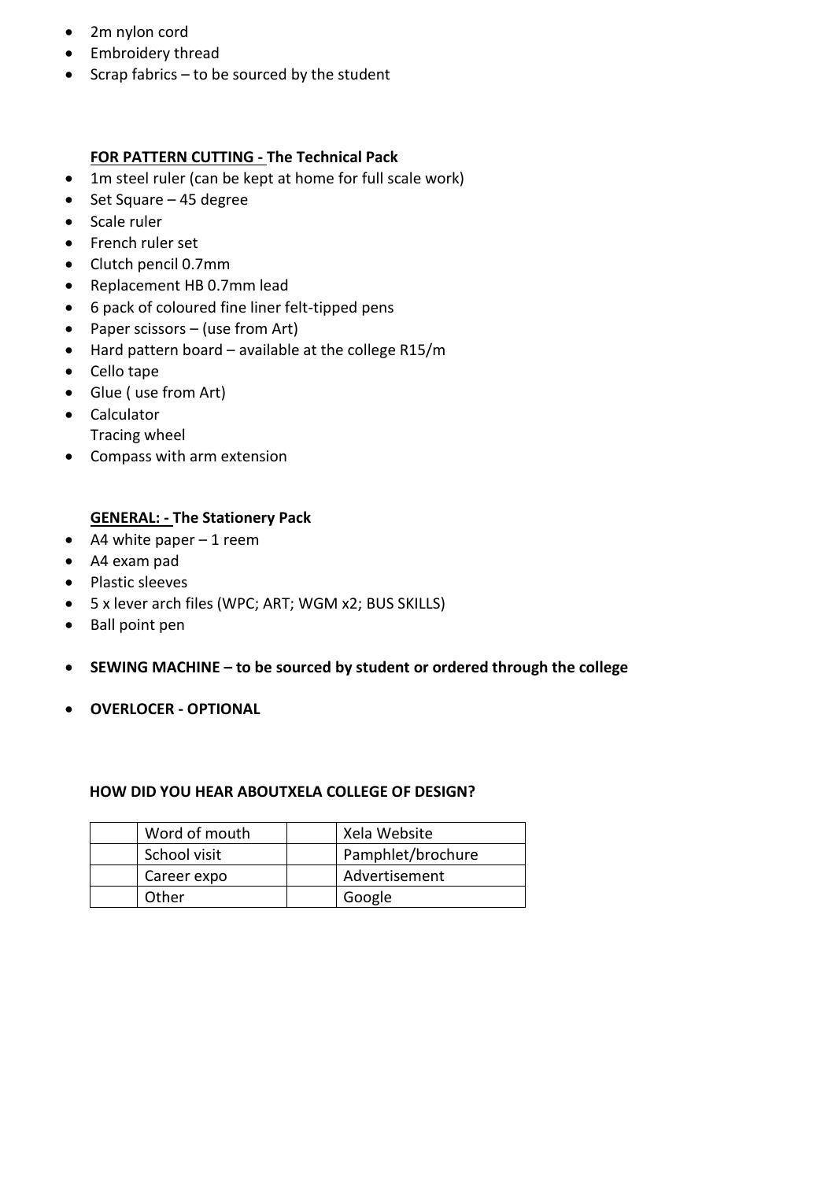- 2m nylon cord
- Embroidery thread
- Scrap fabrics – to be sourced by the student

**<u>FOR PATTERN CUTTING -</u> The Technical Pack**

- 1m steel ruler (can be kept at home for full scale work)
- Set Square – 45 degree
- Scale ruler
- French ruler set
- Clutch pencil 0.7mm
- Replacement HB 0.7mm lead
- 6 pack of coloured fine liner felt-tipped pens
- Paper scissors – (use from Art)
- Hard pattern board – available at the college R15/m
- Cello tape
- Glue ( use from Art)
- Calculator
  Tracing wheel
- Compass with arm extension

**<u>GENERAL: -</u> The Stationery Pack**

- A4 white paper – 1 reem
- A4 exam pad
- Plastic sleeves
- 5 x lever arch files (WPC; ART; WGM x2; BUS SKILLS)
- Ball point pen

- **SEWING MACHINE – to be sourced by student or ordered through the college**

- **OVERLOCER - OPTIONAL**

**HOW DID YOU HEAR ABOUTXELA COLLEGE OF DESIGN?**

| | | | |
|---|---|---|---|
| | Word of mouth | | Xela Website |
| | School visit | | Pamphlet/brochure |
| | Career expo | | Advertisement |
| | Other | | Google |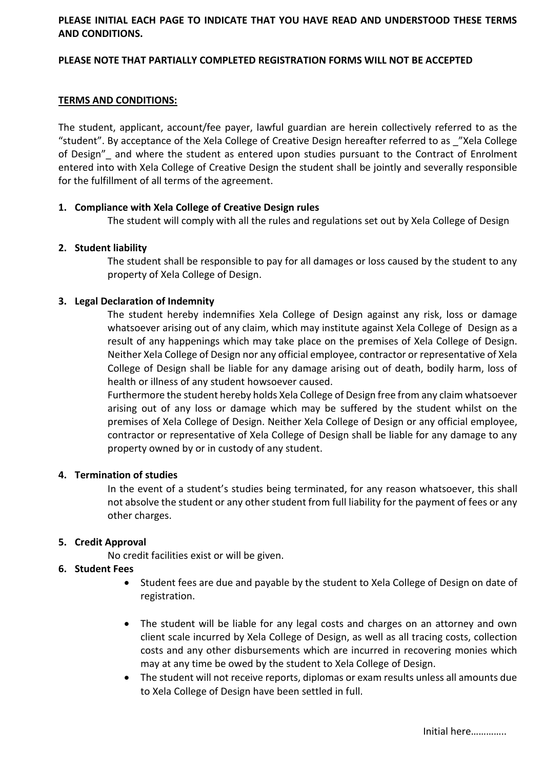**PLEASE INITIAL EACH PAGE TO INDICATE THAT YOU HAVE READ AND UNDERSTOOD THESE TERMS AND CONDITIONS.**

**PLEASE NOTE THAT PARTIALLY COMPLETED REGISTRATION FORMS WILL NOT BE ACCEPTED**

**TERMS AND CONDITIONS:**

The student, applicant, account/fee payer, lawful guardian are herein collectively referred to as the "student". By acceptance of the Xela College of Creative Design hereafter referred to as _"Xela College of Design"_ and where the student as entered upon studies pursuant to the Contract of Enrolment entered into with Xela College of Creative Design the student shall be jointly and severally responsible for the fulfillment of all terms of the agreement.

1. **Compliance with Xela College of Creative Design rules**

   The student will comply with all the rules and regulations set out by Xela College of Design

2. **Student liability**

   The student shall be responsible to pay for all damages or loss caused by the student to any property of Xela College of Design.

3. **Legal Declaration of Indemnity**

   The student hereby indemnifies Xela College of Design against any risk, loss or damage whatsoever arising out of any claim, which may institute against Xela College of Design as a result of any happenings which may take place on the premises of Xela College of Design. Neither Xela College of Design nor any official employee, contractor or representative of Xela College of Design shall be liable for any damage arising out of death, bodily harm, loss of health or illness of any student howsoever caused.

   Furthermore the student hereby holds Xela College of Design free from any claim whatsoever arising out of any loss or damage which may be suffered by the student whilst on the premises of Xela College of Design. Neither Xela College of Design or any official employee, contractor or representative of Xela College of Design shall be liable for any damage to any property owned by or in custody of any student.

4. **Termination of studies**

   In the event of a student's studies being terminated, for any reason whatsoever, this shall not absolve the student or any other student from full liability for the payment of fees or any other charges.

5. **Credit Approval**

   No credit facilities exist or will be given.

6. **Student Fees**

   - Student fees are due and payable by the student to Xela College of Design on date of registration.
   - The student will be liable for any legal costs and charges on an attorney and own client scale incurred by Xela College of Design, as well as all tracing costs, collection costs and any other disbursements which are incurred in recovering monies which may at any time be owed by the student to Xela College of Design.
   - The student will not receive reports, diplomas or exam results unless all amounts due to Xela College of Design have been settled in full.

Initial here………….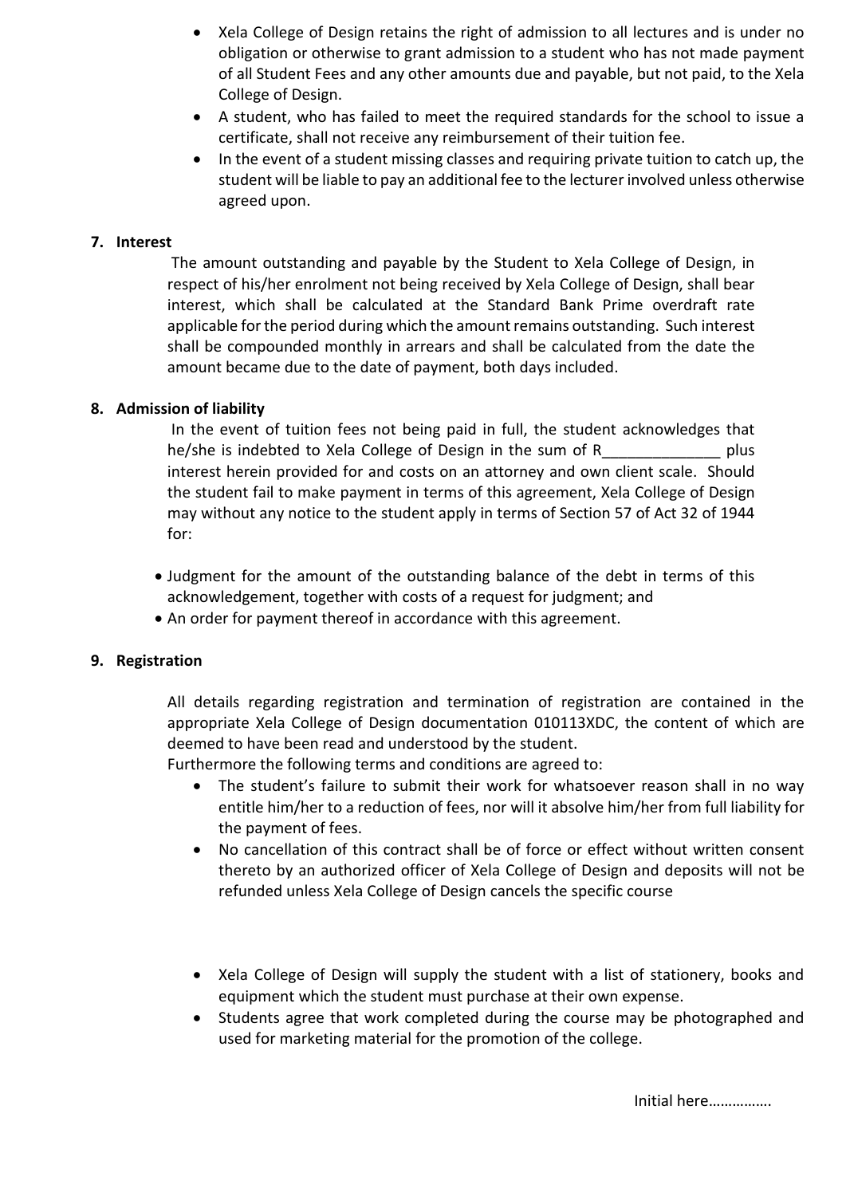- Xela College of Design retains the right of admission to all lectures and is under no obligation or otherwise to grant admission to a student who has not made payment of all Student Fees and any other amounts due and payable, but not paid, to the Xela College of Design.
- A student, who has failed to meet the required standards for the school to issue a certificate, shall not receive any reimbursement of their tuition fee.
- In the event of a student missing classes and requiring private tuition to catch up, the student will be liable to pay an additional fee to the lecturer involved unless otherwise agreed upon.

**7. Interest**

The amount outstanding and payable by the Student to Xela College of Design, in respect of his/her enrolment not being received by Xela College of Design, shall bear interest, which shall be calculated at the Standard Bank Prime overdraft rate applicable for the period during which the amount remains outstanding. Such interest shall be compounded monthly in arrears and shall be calculated from the date the amount became due to the date of payment, both days included.

**8. Admission of liability**

In the event of tuition fees not being paid in full, the student acknowledges that he/she is indebted to Xela College of Design in the sum of R______________ plus interest herein provided for and costs on an attorney and own client scale. Should the student fail to make payment in terms of this agreement, Xela College of Design may without any notice to the student apply in terms of Section 57 of Act 32 of 1944 for:

- Judgment for the amount of the outstanding balance of the debt in terms of this acknowledgement, together with costs of a request for judgment; and
- An order for payment thereof in accordance with this agreement.

**9. Registration**

All details regarding registration and termination of registration are contained in the appropriate Xela College of Design documentation 010113XDC, the content of which are deemed to have been read and understood by the student.

Furthermore the following terms and conditions are agreed to:

- The student's failure to submit their work for whatsoever reason shall in no way entitle him/her to a reduction of fees, nor will it absolve him/her from full liability for the payment of fees.
- No cancellation of this contract shall be of force or effect without written consent thereto by an authorized officer of Xela College of Design and deposits will not be refunded unless Xela College of Design cancels the specific course
- Xela College of Design will supply the student with a list of stationery, books and equipment which the student must purchase at their own expense.
- Students agree that work completed during the course may be photographed and used for marketing material for the promotion of the college.

Initial here…………….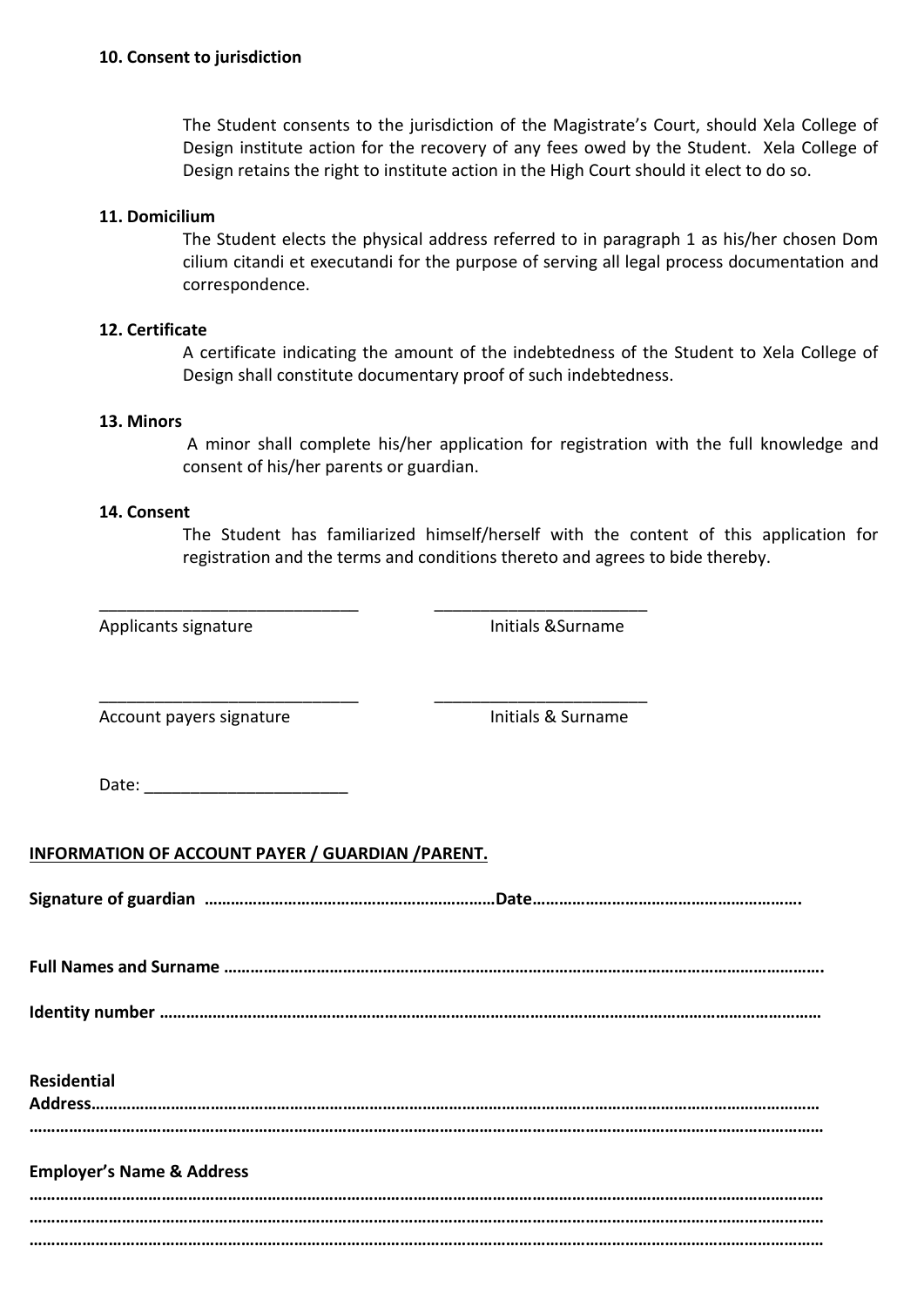**10. Consent to jurisdiction**

The Student consents to the jurisdiction of the Magistrate's Court, should Xela College of Design institute action for the recovery of any fees owed by the Student. Xela College of Design retains the right to institute action in the High Court should it elect to do so.

**11. Domicilium**

The Student elects the physical address referred to in paragraph 1 as his/her chosen Dom cilium citandi et executandi for the purpose of serving all legal process documentation and correspondence.

**12. Certificate**

A certificate indicating the amount of the indebtedness of the Student to Xela College of Design shall constitute documentary proof of such indebtedness.

**13. Minors**

A minor shall complete his/her application for registration with the full knowledge and consent of his/her parents or guardian.

**14. Consent**

The Student has familiarized himself/herself with the content of this application for registration and the terms and conditions thereto and agrees to bide thereby.

\_\_\_\_\_\_\_\_\_\_\_\_\_\_\_\_\_\_\_\_\_\_\_\_\_\_\_\_\_ \_\_\_\_\_\_\_\_\_\_\_\_\_\_\_\_\_\_\_\_\_\_\_\_

Applicants signature Initials &Surname

\_\_\_\_\_\_\_\_\_\_\_\_\_\_\_\_\_\_\_\_\_\_\_\_\_\_\_\_\_ \_\_\_\_\_\_\_\_\_\_\_\_\_\_\_\_\_\_\_\_\_\_\_\_

Account payers signature Initials & Surname

Date: \_\_\_\_\_\_\_\_\_\_\_\_\_\_\_\_\_\_\_\_\_\_

**INFORMATION OF ACCOUNT PAYER / GUARDIAN /PARENT.**

**Signature of guardian** ………………………………………………………**Date**…………………………………………………

**Full Names and Surname** ……………………………………………………………………………………………………………….

**Identity number** ……………………………………………………………………………………………………………………………

**Residential Address**………………………………………………………………………………………………………………………

……………………………………………………………………………………………………………………………………………………

**Employer's Name & Address**

……………………………………………………………………………………………………………………………………………………

……………………………………………………………………………………………………………………………………………………

……………………………………………………………………………………………………………………………………………………